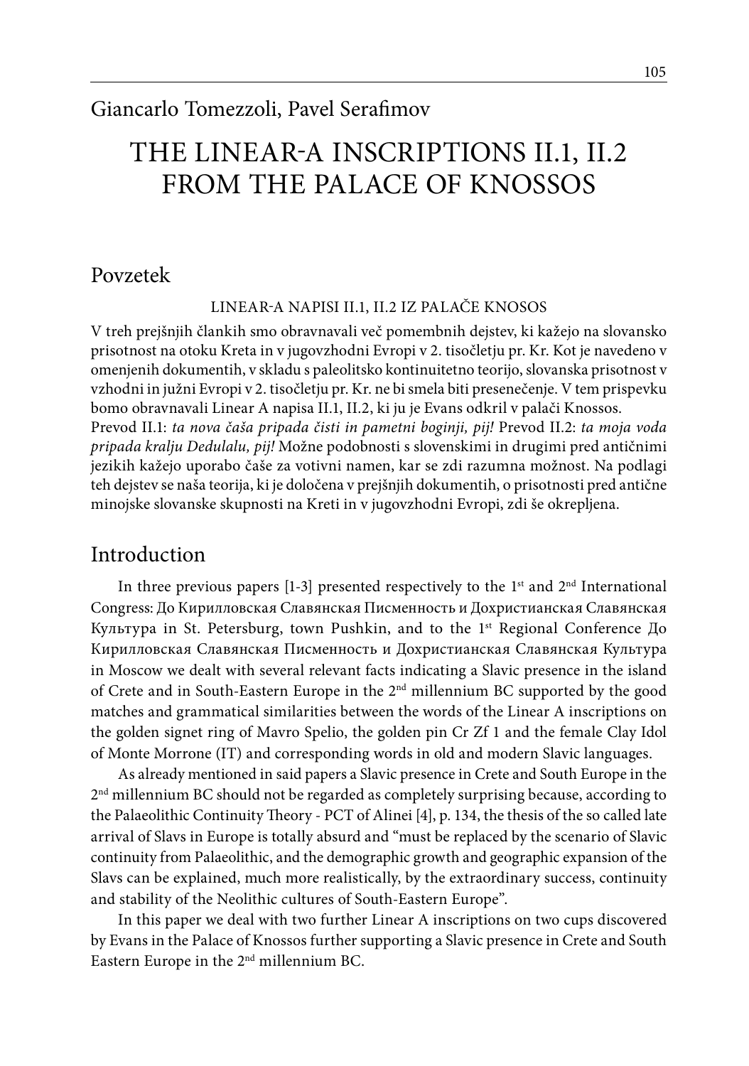Giancarlo Tomezzoli, Pavel Serafimov

# THE LINEAR-A INSCRIPTIONS II.1, II.2 FROM THE PALACE OF KNOSSOS

## Povzetek

LINEAR-A NAPISI II.1, II.2 IZ PALAČE KNOSOS

V treh prejšnjih člankih smo obravnavali več pomembnih dejstev, ki kažejo na slovansko prisotnost na otoku Kreta in v jugovzhodni Evropi v 2. tisočletju pr. Kr. Kot je navedeno v omenjenih dokumentih, v skladu s paleolitsko kontinuitetno teorijo, slovanska prisotnost v vzhodni in južni Evropi v 2. tisočletju pr. Kr. ne bi smela biti presenečenje. V tem prispevku bomo obravnavali Linear A napisa II.1, II.2, ki ju je Evans odkril v palači Knossos. Prevod II.1: *ta nova čaša pripada čisti in pametni boginji, pij!* Prevod II.2: *ta moja voda pripada kralju Dedulalu, pij!* Možne podobnosti s slovenskimi in drugimi pred antičnimi jezikih kažejo uporabo čaše za votivni namen, kar se zdi razumna možnost. Na podlagi teh dejstev se naša teorija, ki je določena v prejšnjih dokumentih, o prisotnosti pred antične minojske slovanske skupnosti na Kreti in v jugovzhodni Evropi, zdi še okrepljena.

## Introduction

In three previous papers [1-3] presented respectively to the 1st and 2nd International Congress: До Кирилловская Славянская Писменность и Дохристианская Славянская Культура in St. Petersburg, town Pushkin, and to the 1st Regional Conference До Кирилловская Славянская Писменность и Дохристианская Славянская Культура in Moscow we dealt with several relevant facts indicating a Slavic presence in the island of Crete and in South-Eastern Europe in the 2nd millennium BC supported by the good matches and grammatical similarities between the words of the Linear A inscriptions on the golden signet ring of Mavro Spelio, the golden pin Cr Zf 1 and the female Clay Idol of Monte Morrone (IT) and corresponding words in old and modern Slavic languages.

As already mentioned in said papers a Slavic presence in Crete and South Europe in the 2nd millennium BC should not be regarded as completely surprising because, according to the Palaeolithic Continuity Theory - PCT of Alinei [4], p. 134, the thesis of the so called late arrival of Slavs in Europe is totally absurd and "must be replaced by the scenario of Slavic continuity from Palaeolithic, and the demographic growth and geographic expansion of the Slavs can be explained, much more realistically, by the extraordinary success, continuity and stability of the Neolithic cultures of South-Eastern Europe".

In this paper we deal with two further Linear A inscriptions on two cups discovered by Evans in the Palace of Knossos further supporting a Slavic presence in Crete and South Eastern Europe in the 2nd millennium BC.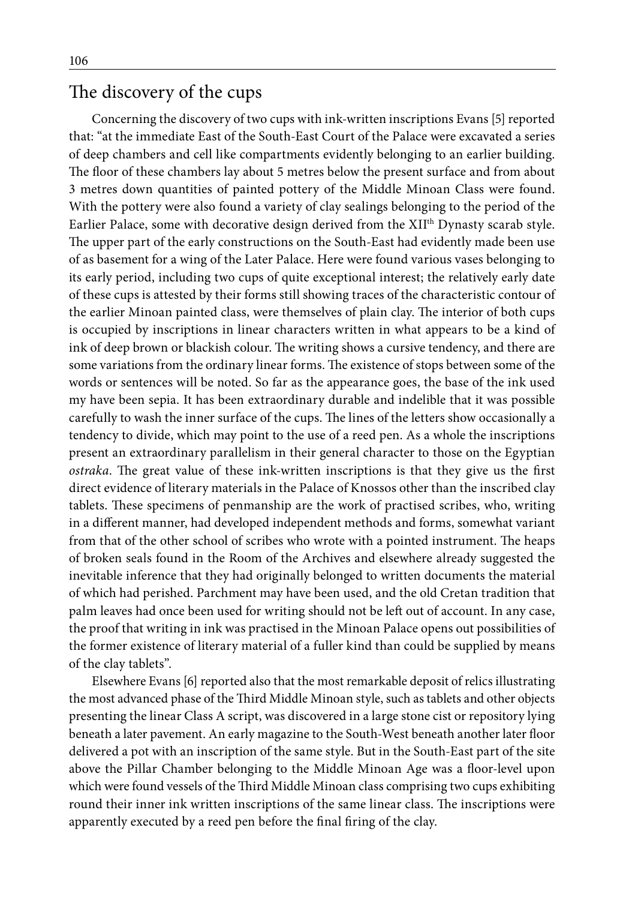## The discovery of the cups

Concerning the discovery of two cups with ink-written inscriptions Evans [5] reported that: "at the immediate East of the South-East Court of the Palace were excavated a series of deep chambers and cell like compartments evidently belonging to an earlier building. The floor of these chambers lay about 5 metres below the present surface and from about 3 metres down quantities of painted pottery of the Middle Minoan Class were found. With the pottery were also found a variety of clay sealings belonging to the period of the Earlier Palace, some with decorative design derived from the XII[th] Dynasty scarab style. The upper part of the early constructions on the South-East had evidently made been use of as basement for a wing of the Later Palace. Here were found various vases belonging to its early period, including two cups of quite exceptional interest; the relatively early date of these cups is attested by their forms still showing traces of the characteristic contour of the earlier Minoan painted class, were themselves of plain clay. The interior of both cups is occupied by inscriptions in linear characters written in what appears to be a kind of ink of deep brown or blackish colour. The writing shows a cursive tendency, and there are some variations from the ordinary linear forms. The existence of stops between some of the words or sentences will be noted. So far as the appearance goes, the base of the ink used my have been sepia. It has been extraordinary durable and indelible that it was possible carefully to wash the inner surface of the cups. The lines of the letters show occasionally a tendency to divide, which may point to the use of a reed pen. As a whole the inscriptions present an extraordinary parallelism in their general character to those on the Egyptian *ostraka*. The great value of these ink-written inscriptions is that they give us the first direct evidence of literary materials in the Palace of Knossos other than the inscribed clay tablets. These specimens of penmanship are the work of practised scribes, who, writing in a different manner, had developed independent methods and forms, somewhat variant from that of the other school of scribes who wrote with a pointed instrument. The heaps of broken seals found in the Room of the Archives and elsewhere already suggested the inevitable inference that they had originally belonged to written documents the material of which had perished. Parchment may have been used, and the old Cretan tradition that palm leaves had once been used for writing should not be left out of account. In any case, the proof that writing in ink was practised in the Minoan Palace opens out possibilities of the former existence of literary material of a fuller kind than could be supplied by means of the clay tablets".

Elsewhere Evans [6] reported also that the most remarkable deposit of relics illustrating the most advanced phase of the Third Middle Minoan style, such as tablets and other objects presenting the linear Class A script, was discovered in a large stone cist or repository lying beneath a later pavement. An early magazine to the South-West beneath another later floor delivered a pot with an inscription of the same style. But in the South-East part of the site above the Pillar Chamber belonging to the Middle Minoan Age was a floor-level upon which were found vessels of the Third Middle Minoan class comprising two cups exhibiting round their inner ink written inscriptions of the same linear class. The inscriptions were apparently executed by a reed pen before the final firing of the clay.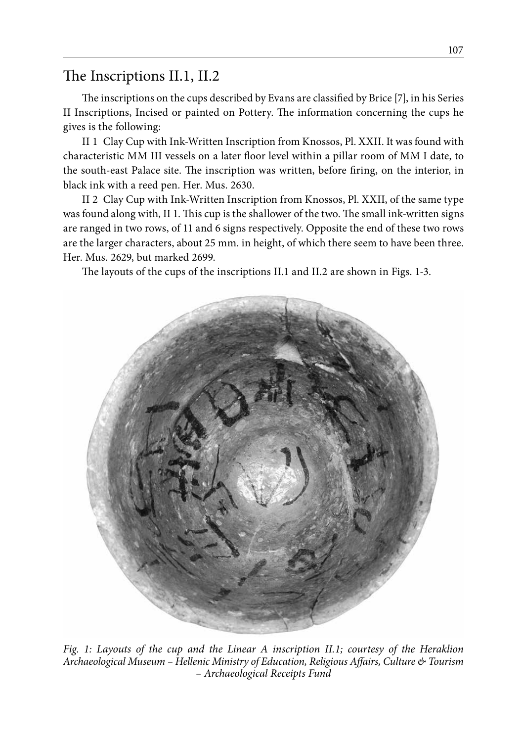## The Inscriptions II.1, II.2

The inscriptions on the cups described by Evans are classified by Brice [7], in his Series II Inscriptions, Incised or painted on Pottery. The information concerning the cups he gives is the following:

II 1 Clay Cup with Ink-Written Inscription from Knossos, Pl. XXII. It was found with characteristic MM III vessels on a later floor level within a pillar room of MM I date, to the south-east Palace site. The inscription was written, before firing, on the interior, in black ink with a reed pen. Her. Mus. 2630.

II 2 Clay Cup with Ink-Written Inscription from Knossos, Pl. XXII, of the same type was found along with, II 1. This cup is the shallower of the two. The small ink-written signs are ranged in two rows, of 11 and 6 signs respectively. Opposite the end of these two rows are the larger characters, about 25 mm. in height, of which there seem to have been three. Her. Mus. 2629, but marked 2699.

The layouts of the cups of the inscriptions II.1 and II.2 are shown in Figs. 1-3.

*Fig. 1: Layouts of the cup and the Linear A inscription II.1; courtesy of the Heraklion Archaeological Museum – Hellenic Ministry of Education, Religious Affairs, Culture & Tourism – Archaeological Receipts Fund*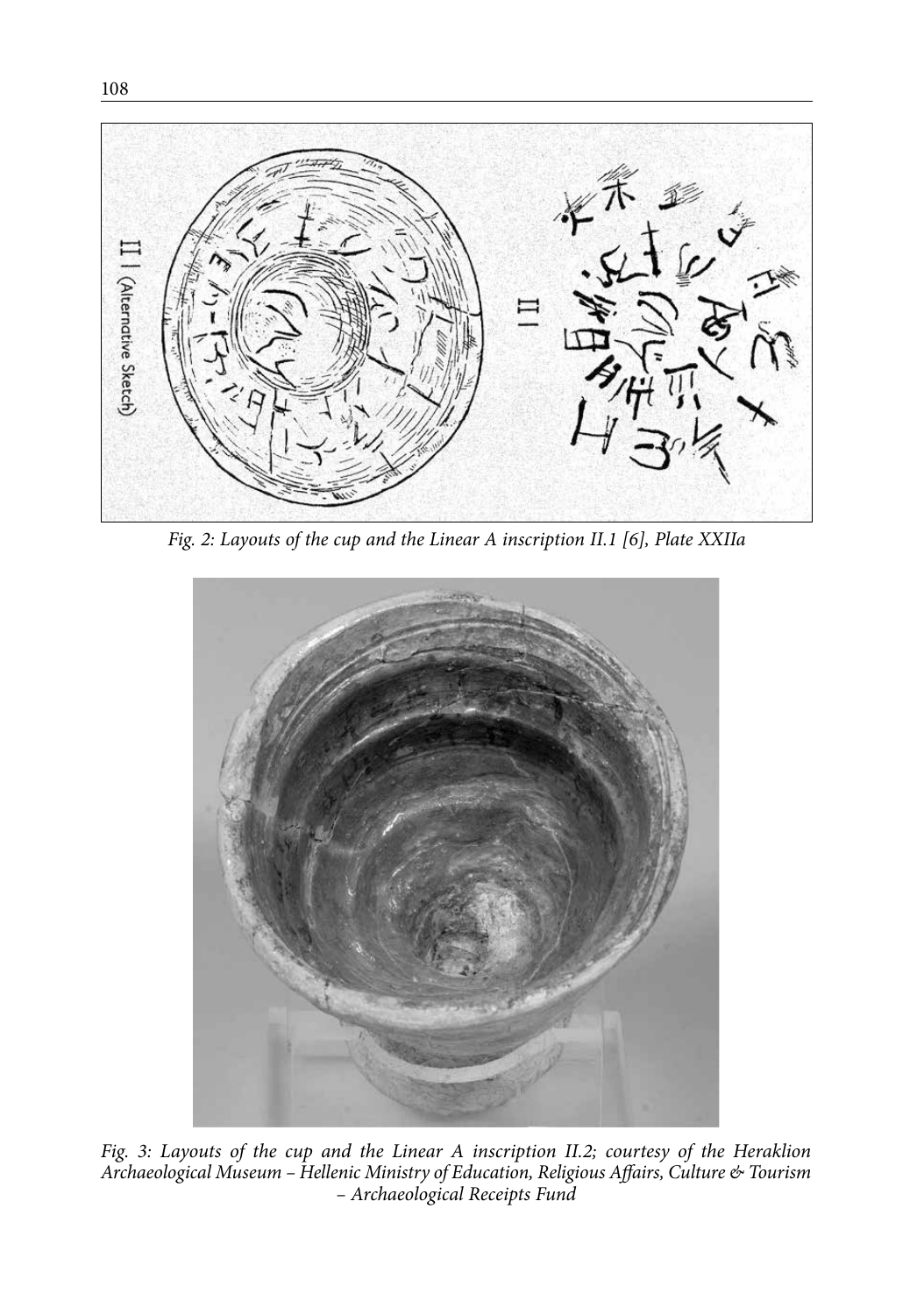*Fig. 2: Layouts of the cup and the Linear A inscription II.1 [6], Plate XXIIa*

*Fig. 3: Layouts of the cup and the Linear A inscription II.2; courtesy of the Heraklion Archaeological Museum – Hellenic Ministry of Education, Religious Affairs, Culture & Tourism – Archaeological Receipts Fund*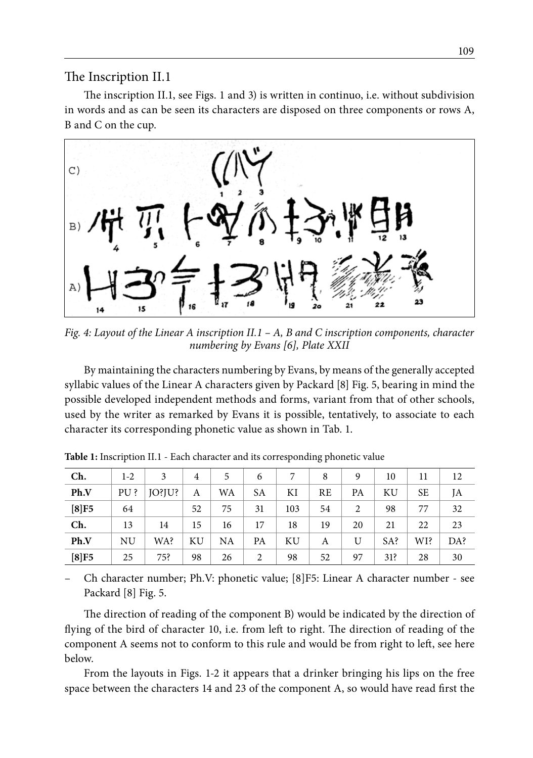## The Inscription II.1

The inscription II.1, see Figs. 1 and 3) is written in continuo, i.e. without subdivision in words and as can be seen its characters are disposed on three components or rows A, B and C on the cup.

*Fig. 4: Layout of the Linear A inscription II.1 – A, B and C inscription components, character numbering by Evans [6], Plate XXII*

By maintaining the characters numbering by Evans, by means of the generally accepted syllabic values of the Linear A characters given by Packard [8] Fig. 5, bearing in mind the possible developed independent methods and forms, variant from that of other schools, used by the writer as remarked by Evans it is possible, tentatively, to associate to each character its corresponding phonetic value as shown in Tab. 1.

**Table 1:** Inscription II.1 - Each character and its corresponding phonetic value

| Ch. | 1-2 | 3 | 4 | 5 | 6 | 7 | 8 | 9 | 10 | 11 | 12 |
|---|---|---|---|---|---|---|---|---|---|---|---|
| **Ph.V** | PU ? | JO?JU? | A | WA | SA | KI | RE | PA | KU | SE | JA |
| **[8]F5** | 64 | | 52 | 75 | 31 | 103 | 54 | 2 | 98 | 77 | 32 |
| **Ch.** | 13 | 14 | 15 | 16 | 17 | 18 | 19 | 20 | 21 | 22 | 23 |
| **Ph.V** | NU | WA? | KU | NA | PA | KU | A | U | SA? | WI? | DA? |
| **[8]F5** | 25 | 75? | 98 | 26 | 2 | 98 | 52 | 97 | 31? | 28 | 30 |

– Ch character number; Ph.V: phonetic value; [8]F5: Linear A character number - see Packard [8] Fig. 5.

The direction of reading of the component B) would be indicated by the direction of flying of the bird of character 10, i.e. from left to right. The direction of reading of the component A seems not to conform to this rule and would be from right to left, see here below.

From the layouts in Figs. 1-2 it appears that a drinker bringing his lips on the free space between the characters 14 and 23 of the component A, so would have read first the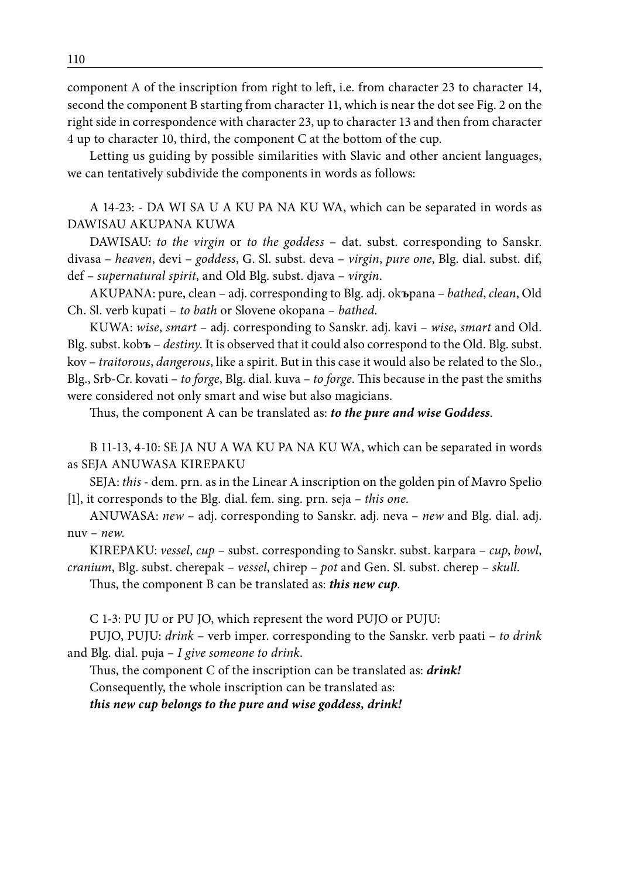component A of the inscription from right to left, i.e. from character 23 to character 14, second the component B starting from character 11, which is near the dot see Fig. 2 on the right side in correspondence with character 23, up to character 13 and then from character 4 up to character 10, third, the component C at the bottom of the cup.

Letting us guiding by possible similarities with Slavic and other ancient languages, we can tentatively subdivide the components in words as follows:

A 14-23: - DA WI SA U A KU PA NA KU WA, which can be separated in words as DAWISAU AKUPANA KUWA

DAWISAU: *to the virgin* or *to the goddess* – dat. subst. corresponding to Sanskr. divasa – *heaven*, devi – *goddess*, G. Sl. subst. deva – *virgin*, *pure one*, Blg. dial. subst. dif, def – *supernatural spirit*, and Old Blg. subst. djava – *virgin*.

AKUPANA: pure, clean – adj. corresponding to Blg. adj. ok**ъ**pana – *bathed*, *clean*, Old Ch. Sl. verb kupati – *to bath* or Slovene okopana – *bathed*.

KUWA: *wise*, *smart* – adj. corresponding to Sanskr. adj. kavi – *wise*, *smart* and Old. Blg. subst. kob**ъ** – *destiny*. It is observed that it could also correspond to the Old. Blg. subst. kov – *traitorous*, *dangerous*, like a spirit. But in this case it would also be related to the Slo., Blg., Srb-Cr. kovati – *to forge*, Blg. dial. kuva – *to forge*. This because in the past the smiths were considered not only smart and wise but also magicians.

Thus, the component A can be translated as: ***to the pure and wise Goddess***.

B 11-13, 4-10: SE JA NU A WA KU PA NA KU WA, which can be separated in words as SEJA ANUWASA KIREPAKU

SEJA: *this* - dem. prn. as in the Linear A inscription on the golden pin of Mavro Spelio [1], it corresponds to the Blg. dial. fem. sing. prn. seja – *this one*.

ANUWASA: *new* – adj. corresponding to Sanskr. adj. neva – *new* and Blg. dial. adj. nuv – *new*.

KIREPAKU: *vessel*, *cup* – subst. corresponding to Sanskr. subst. karpara – *cup*, *bowl*, *cranium*, Blg. subst. cherepak – *vessel*, chirep – *pot* and Gen. Sl. subst. cherep – *skull*.

Thus, the component B can be translated as: ***this new cup***.

C 1-3: PU JU or PU JO, which represent the word PUJO or PUJU:

PUJO, PUJU: *drink* – verb imper. corresponding to the Sanskr. verb paati – *to drink* and Blg. dial. puja – *I give someone to drink*.

Thus, the component C of the inscription can be translated as: ***drink!***

Consequently, the whole inscription can be translated as:

***this new cup belongs to the pure and wise goddess, drink!***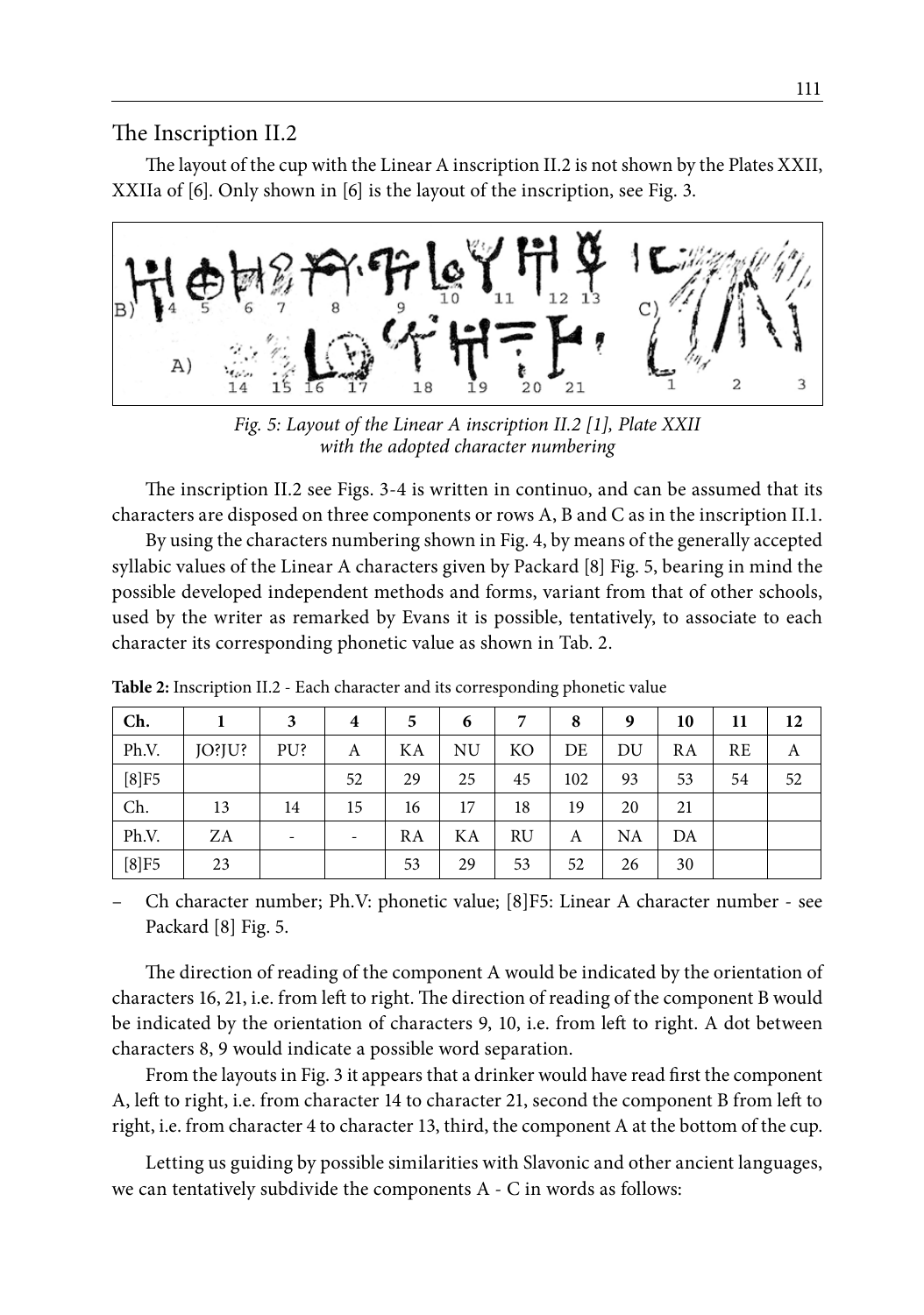## The Inscription II.2

The layout of the cup with the Linear A inscription II.2 is not shown by the Plates XXII, XXIIa of [6]. Only shown in [6] is the layout of the inscription, see Fig. 3.

*Fig. 5: Layout of the Linear A inscription II.2 [1], Plate XXII with the adopted character numbering*

The inscription II.2 see Figs. 3-4 is written in continuo, and can be assumed that its characters are disposed on three components or rows A, B and C as in the inscription II.1.

By using the characters numbering shown in Fig. 4, by means of the generally accepted syllabic values of the Linear A characters given by Packard [8] Fig. 5, bearing in mind the possible developed independent methods and forms, variant from that of other schools, used by the writer as remarked by Evans it is possible, tentatively, to associate to each character its corresponding phonetic value as shown in Tab. 2.

**Table 2:** Inscription II.2 - Each character and its corresponding phonetic value

| **Ch.** | **1** | **3** | **4** | **5** | **6** | **7** | **8** | **9** | **10** | **11** | **12** |
|---|---|---|---|---|---|---|---|---|---|---|---|
| Ph.V. | JO?JU? | PU? | A | KA | NU | KO | DE | DU | RA | RE | A |
| [8]F5 | | | 52 | 29 | 25 | 45 | 102 | 93 | 53 | 54 | 52 |
| Ch. | 13 | 14 | 15 | 16 | 17 | 18 | 19 | 20 | 21 | | |
| Ph.V. | ZA | - | - | RA | KA | RU | A | NA | DA | | |
| [8]F5 | 23 | | | 53 | 29 | 53 | 52 | 26 | 30 | | |

– Ch character number; Ph.V: phonetic value; [8]F5: Linear A character number - see Packard [8] Fig. 5.

The direction of reading of the component A would be indicated by the orientation of characters 16, 21, i.e. from left to right. The direction of reading of the component B would be indicated by the orientation of characters 9, 10, i.e. from left to right. A dot between characters 8, 9 would indicate a possible word separation.

From the layouts in Fig. 3 it appears that a drinker would have read first the component A, left to right, i.e. from character 14 to character 21, second the component B from left to right, i.e. from character 4 to character 13, third, the component A at the bottom of the cup.

Letting us guiding by possible similarities with Slavonic and other ancient languages, we can tentatively subdivide the components A - C in words as follows: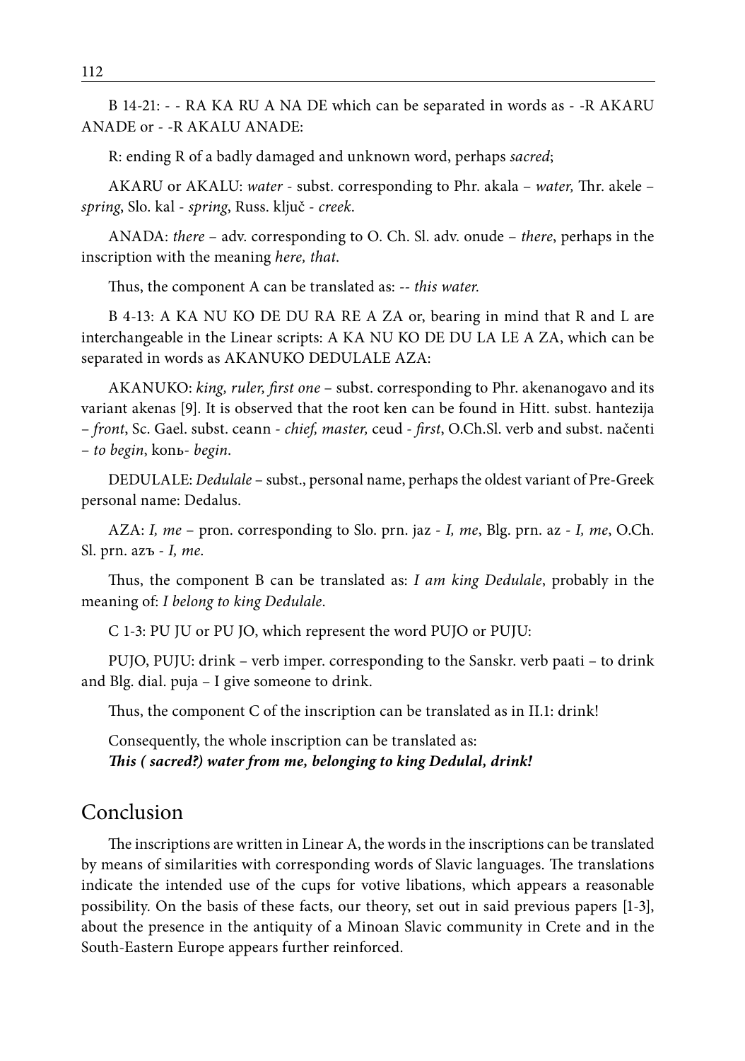B 14-21: - - RA KA RU A NA DE which can be separated in words as - -R AKARU ANADE or - -R AKALU ANADE:

R: ending R of a badly damaged and unknown word, perhaps *sacred*;

AKARU or AKALU: *water* - subst. corresponding to Phr. akala – *water,* Thr. akele – *spring*, Slo. kal - *spring*, Russ. ključ - *creek*.

ANADA: *there* – adv. corresponding to O. Ch. Sl. adv. onude – *there*, perhaps in the inscription with the meaning *here, that*.

Thus, the component A can be translated as: -- *this water.*

B 4-13: A KA NU KO DE DU RA RE A ZA or, bearing in mind that R and L are interchangeable in the Linear scripts: A KA NU KO DE DU LA LE A ZA, which can be separated in words as AKANUKO DEDULALE AZA:

AKANUKO: *king, ruler, first one* – subst. corresponding to Phr. akenanogavo and its variant akenas [9]. It is observed that the root ken can be found in Hitt. subst. hantezija – *front*, Sc. Gael. subst. ceann - *chief, master,* ceud - *first*, O.Ch.Sl. verb and subst. načenti – *to begin*, konь- *begin*.

DEDULALE: *Dedulale* – subst., personal name, perhaps the oldest variant of Pre-Greek personal name: Dedalus.

AZA: *I, me* – pron. corresponding to Slo. prn. jaz - *I, me*, Blg. prn. az - *I, me*, O.Ch. Sl. prn. azъ - *I, me*.

Thus, the component B can be translated as: *I am king Dedulale*, probably in the meaning of: *I belong to king Dedulale*.

C 1-3: PU JU or PU JO, which represent the word PUJO or PUJU:

PUJO, PUJU: drink – verb imper. corresponding to the Sanskr. verb paati – to drink and Blg. dial. puja – I give someone to drink.

Thus, the component C of the inscription can be translated as in II.1: drink!

Consequently, the whole inscription can be translated as:
***This ( sacred?) water from me, belonging to king Dedulal, drink!***

## Conclusion

The inscriptions are written in Linear A, the words in the inscriptions can be translated by means of similarities with corresponding words of Slavic languages. The translations indicate the intended use of the cups for votive libations, which appears a reasonable possibility. On the basis of these facts, our theory, set out in said previous papers [1-3], about the presence in the antiquity of a Minoan Slavic community in Crete and in the South-Eastern Europe appears further reinforced.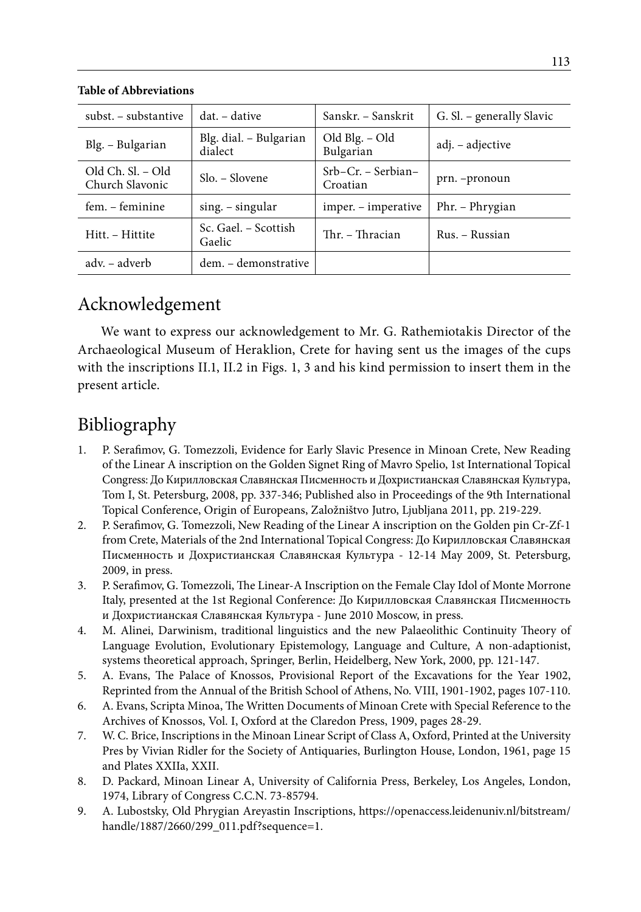**Table of Abbreviations**

| subst. – substantive | dat. – dative | Sanskr. – Sanskrit | G. Sl. – generally Slavic |
|---|---|---|---|
| Blg. – Bulgarian | Blg. dial. – Bulgarian dialect | Old Blg. – Old Bulgarian | adj. – adjective |
| Old Ch. Sl. – Old Church Slavonic | Slo. – Slovene | Srb–Cr. – Serbian–Croatian | prn. –pronoun |
| fem. – feminine | sing. – singular | imper. – imperative | Phr. – Phrygian |
| Hitt. – Hittite | Sc. Gael. – Scottish Gaelic | Thr. – Thracian | Rus. – Russian |
| adv. – adverb | dem. – demonstrative | | |

# Acknowledgement

We want to express our acknowledgement to Mr. G. Rathemiotakis Director of the Archaeological Museum of Heraklion, Crete for having sent us the images of the cups with the inscriptions II.1, II.2 in Figs. 1, 3 and his kind permission to insert them in the present article.

# Bibliography

1. P. Serafimov, G. Tomezzoli, Evidence for Early Slavic Presence in Minoan Crete, New Reading of the Linear A inscription on the Golden Signet Ring of Mavro Spelio, 1st International Topical Congress: До Кирилловская Славянская Писменность и Дохристианская Славянская Культура, Tom I, St. Petersburg, 2008, pp. 337-346; Published also in Proceedings of the 9th International Topical Conference, Origin of Europeans, Založništvo Jutro, Ljubljana 2011, pp. 219-229.
2. P. Serafimov, G. Tomezzoli, New Reading of the Linear A inscription on the Golden pin Cr-Zf-1 from Crete, Materials of the 2nd International Topical Congress: До Кирилловская Славянская Писменность и Дохристианская Славянская Культура - 12-14 May 2009, St. Petersburg, 2009, in press.
3. P. Serafimov, G. Tomezzoli, The Linear-A Inscription on the Female Clay Idol of Monte Morrone Italy, presented at the 1st Regional Conference: До Кирилловская Славянская Писменность и Дохристианская Славянская Культура - June 2010 Moscow, in press.
4. M. Alinei, Darwinism, traditional linguistics and the new Palaeolithic Continuity Theory of Language Evolution, Evolutionary Epistemology, Language and Culture, A non-adaptionist, systems theoretical approach, Springer, Berlin, Heidelberg, New York, 2000, pp. 121-147.
5. A. Evans, The Palace of Knossos, Provisional Report of the Excavations for the Year 1902, Reprinted from the Annual of the British School of Athens, No. VIII, 1901-1902, pages 107-110.
6. A. Evans, Scripta Minoa, The Written Documents of Minoan Crete with Special Reference to the Archives of Knossos, Vol. I, Oxford at the Claredon Press, 1909, pages 28-29.
7. W. C. Brice, Inscriptions in the Minoan Linear Script of Class A, Oxford, Printed at the University Pres by Vivian Ridler for the Society of Antiquaries, Burlington House, London, 1961, page 15 and Plates XXIIa, XXII.
8. D. Packard, Minoan Linear A, University of California Press, Berkeley, Los Angeles, London, 1974, Library of Congress C.C.N. 73-85794.
9. A. Lubostsky, Old Phrygian Areyastin Inscriptions, https://openaccess.leidenuniv.nl/bitstream/handle/1887/2660/299_011.pdf?sequence=1.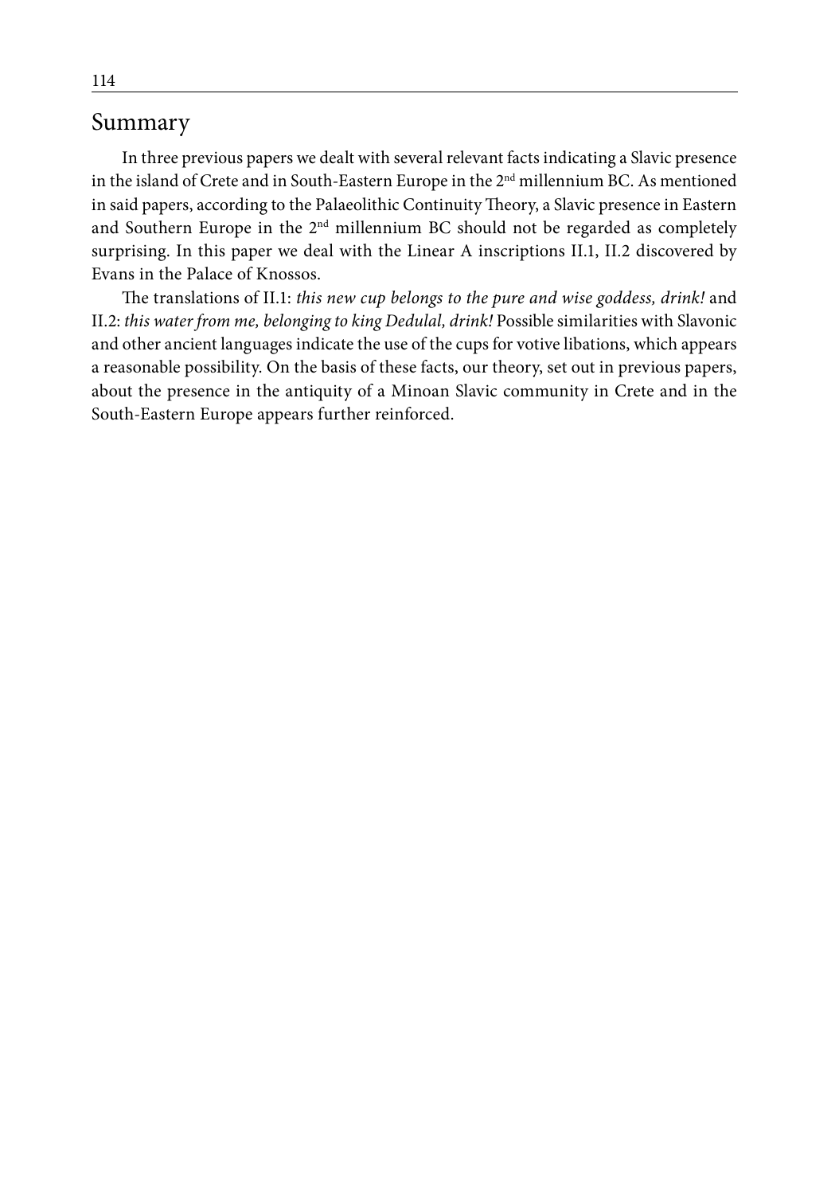## Summary

In three previous papers we dealt with several relevant facts indicating a Slavic presence in the island of Crete and in South-Eastern Europe in the 2nd millennium BC. As mentioned in said papers, according to the Palaeolithic Continuity Theory, a Slavic presence in Eastern and Southern Europe in the 2nd millennium BC should not be regarded as completely surprising. In this paper we deal with the Linear A inscriptions II.1, II.2 discovered by Evans in the Palace of Knossos.

The translations of II.1: *this new cup belongs to the pure and wise goddess, drink!* and II.2: *this water from me, belonging to king Dedulal, drink!* Possible similarities with Slavonic and other ancient languages indicate the use of the cups for votive libations, which appears a reasonable possibility. On the basis of these facts, our theory, set out in previous papers, about the presence in the antiquity of a Minoan Slavic community in Crete and in the South-Eastern Europe appears further reinforced.